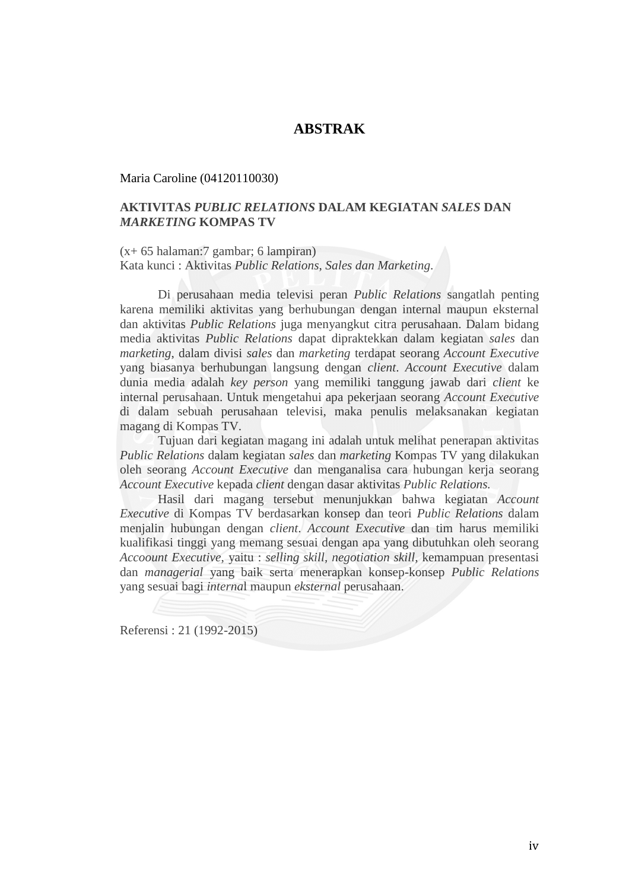# ABSTRAK

Maria Caroline (04120110030)

**AKTIVITAS *PUBLIC RELATIONS* DALAM KEGIATAN *SALES* DAN *MARKETING* KOMPAS TV**

(x+ 65 halaman:7 gambar; 6 lampiran)
Kata kunci : Aktivitas *Public Relations*, *Sales dan Marketing*.

Di perusahaan media televisi peran *Public Relations* sangatlah penting karena memiliki aktivitas yang berhubungan dengan internal maupun eksternal dan aktivitas *Public Relations* juga menyangkut citra perusahaan. Dalam bidang media aktivitas *Public Relations* dapat dipraktekkan dalam kegiatan *sales* dan *marketing*, dalam divisi *sales* dan *marketing* terdapat seorang *Account Executive* yang biasanya berhubungan langsung dengan *client*. *Account Executive* dalam dunia media adalah *key person* yang memiliki tanggung jawab dari *client* ke internal perusahaan. Untuk mengetahui apa pekerjaan seorang *Account Executive* di dalam sebuah perusahaan televisi, maka penulis melaksanakan kegiatan magang di Kompas TV.

Tujuan dari kegiatan magang ini adalah untuk melihat penerapan aktivitas *Public Relations* dalam kegiatan *sales* dan *marketing* Kompas TV yang dilakukan oleh seorang *Account Executive* dan menganalisa cara hubungan kerja seorang *Account Executive* kepada *client* dengan dasar aktivitas *Public Relations.*

Hasil dari magang tersebut menunjukkan bahwa kegiatan *Account Executive* di Kompas TV berdasarkan konsep dan teori *Public Relations* dalam menjalin hubungan dengan *client*. *Account Executive* dan tim harus memiliki kualifikasi tinggi yang memang sesuai dengan apa yang dibutuhkan oleh seorang *Accoount Executive,* yaitu : *selling skill, negotiation skill,* kemampuan presentasi dan *managerial* yang baik serta menerapkan konsep-konsep *Public Relations* yang sesuai bagi *interna*l maupun *eksternal* perusahaan.

Referensi : 21 (1992-2015)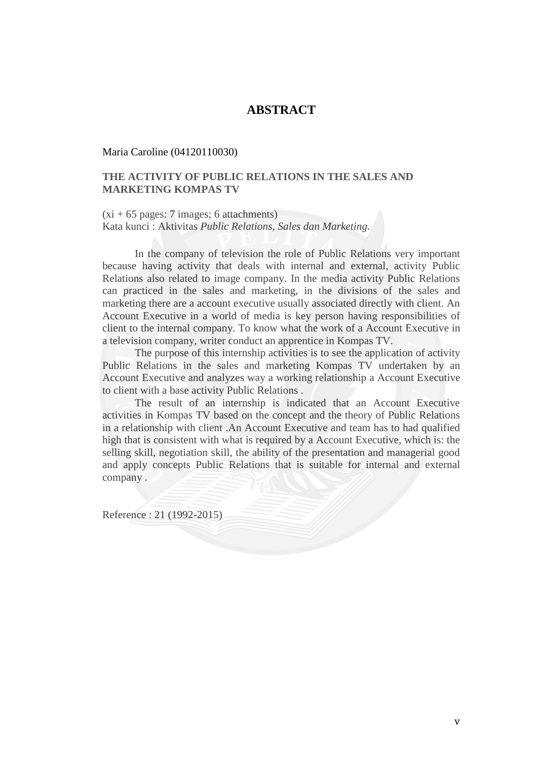# ABSTRACT

Maria Caroline (04120110030)

**THE ACTIVITY OF PUBLIC RELATIONS IN THE SALES AND MARKETING KOMPAS TV**

(xi + 65 pages: 7 images; 6 attachments)
Kata kunci : Aktivitas *Public Relations*, *Sales dan Marketing*.

In the company of television the role of Public Relations very important because having activity that deals with internal and external, activity Public Relations also related to image company. In the media activity Public Relations can practiced in the sales and marketing, in the divisions of the sales and marketing there are a account executive usually associated directly with client. An Account Executive in a world of media is key person having responsibilities of client to the internal company. To know what the work of a Account Executive in a television company, writer conduct an apprentice in Kompas TV.

The purpose of this internship activities is to see the application of activity Public Relations in the sales and marketing Kompas TV undertaken by an Account Executive and analyzes way a working relationship a Account Executive to client with a base activity Public Relations .

The result of an internship is indicated that an Account Executive activities in Kompas TV based on the concept and the theory of Public Relations in a relationship with client .An Account Executive and team has to had qualified high that is consistent with what is required by a Account Executive, which is: the selling skill, negotiation skill, the ability of the presentation and managerial good and apply concepts Public Relations that is suitable for internal and external company .

Reference : 21 (1992-2015)